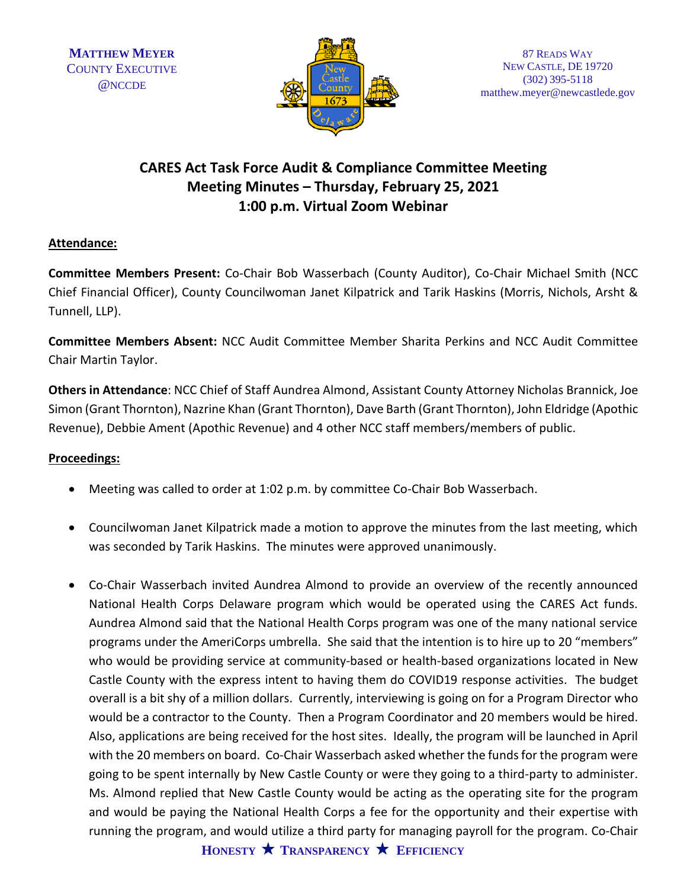MATTHEW MEYER
COUNTY EXECUTIVE
@NCCDE

87 READS WAY
NEW CASTLE, DE 19720
(302) 395-5118
matthew.meyer@newcastlede.gov

# CARES Act Task Force Audit & Compliance Committee Meeting
## Meeting Minutes – Thursday, February 25, 2021
## 1:00 p.m. Virtual Zoom Webinar

**Attendance:**

**Committee Members Present:** Co-Chair Bob Wasserbach (County Auditor), Co-Chair Michael Smith (NCC Chief Financial Officer), County Councilwoman Janet Kilpatrick and Tarik Haskins (Morris, Nichols, Arsht & Tunnell, LLP).

**Committee Members Absent:** NCC Audit Committee Member Sharita Perkins and NCC Audit Committee Chair Martin Taylor.

**Others in Attendance**: NCC Chief of Staff Aundrea Almond, Assistant County Attorney Nicholas Brannick, Joe Simon (Grant Thornton), Nazrine Khan (Grant Thornton), Dave Barth (Grant Thornton), John Eldridge (Apothic Revenue), Debbie Ament (Apothic Revenue) and 4 other NCC staff members/members of public.

**Proceedings:**

- Meeting was called to order at 1:02 p.m. by committee Co-Chair Bob Wasserbach.

- Councilwoman Janet Kilpatrick made a motion to approve the minutes from the last meeting, which was seconded by Tarik Haskins. The minutes were approved unanimously.

- Co-Chair Wasserbach invited Aundrea Almond to provide an overview of the recently announced National Health Corps Delaware program which would be operated using the CARES Act funds. Aundrea Almond said that the National Health Corps program was one of the many national service programs under the AmeriCorps umbrella. She said that the intention is to hire up to 20 "members" who would be providing service at community-based or health-based organizations located in New Castle County with the express intent to having them do COVID19 response activities. The budget overall is a bit shy of a million dollars. Currently, interviewing is going on for a Program Director who would be a contractor to the County. Then a Program Coordinator and 20 members would be hired. Also, applications are being received for the host sites. Ideally, the program will be launched in April with the 20 members on board. Co-Chair Wasserbach asked whether the funds for the program were going to be spent internally by New Castle County or were they going to a third-party to administer. Ms. Almond replied that New Castle County would be acting as the operating site for the program and would be paying the National Health Corps a fee for the opportunity and their expertise with running the program, and would utilize a third party for managing payroll for the program. Co-Chair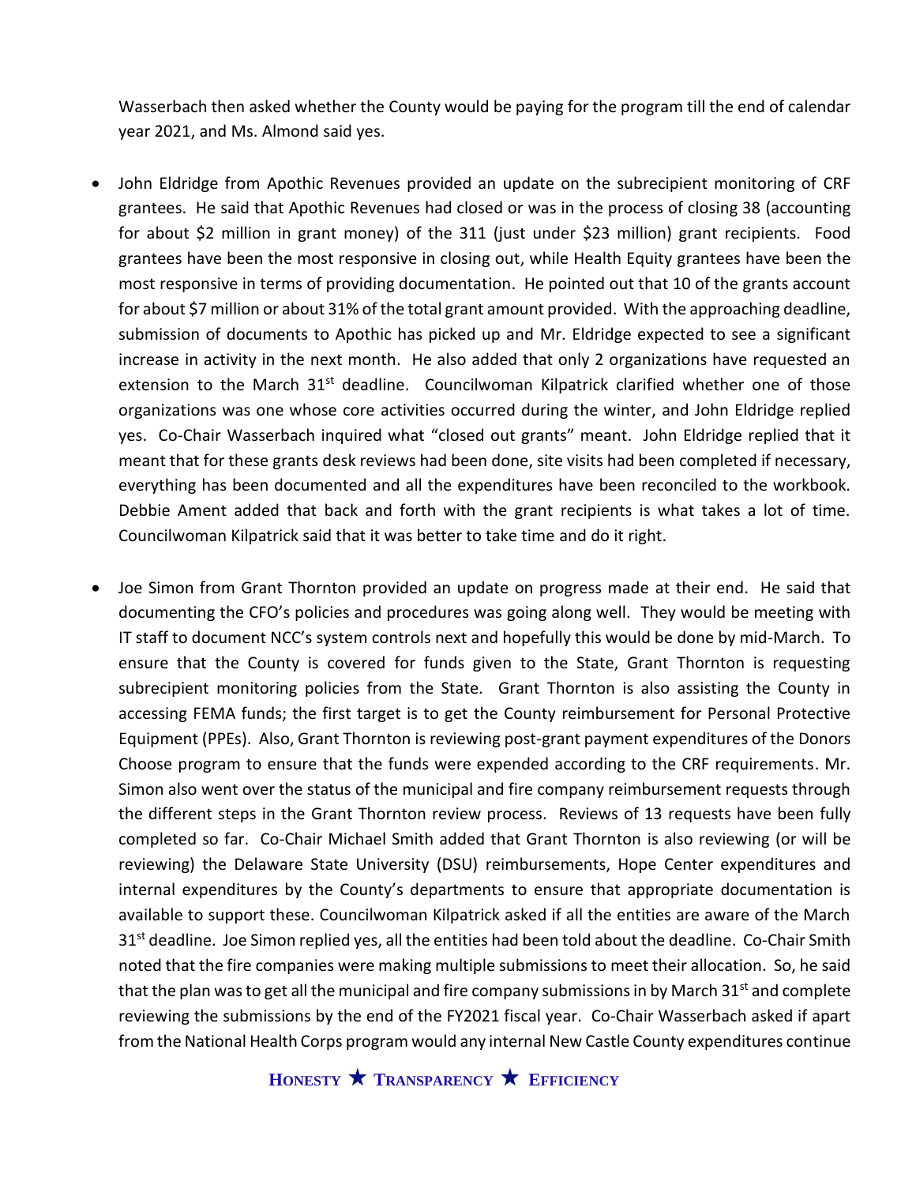Wasserbach then asked whether the County would be paying for the program till the end of calendar year 2021, and Ms. Almond said yes.

- John Eldridge from Apothic Revenues provided an update on the subrecipient monitoring of CRF grantees. He said that Apothic Revenues had closed or was in the process of closing 38 (accounting for about $2 million in grant money) of the 311 (just under $23 million) grant recipients. Food grantees have been the most responsive in closing out, while Health Equity grantees have been the most responsive in terms of providing documentation. He pointed out that 10 of the grants account for about $7 million or about 31% of the total grant amount provided. With the approaching deadline, submission of documents to Apothic has picked up and Mr. Eldridge expected to see a significant increase in activity in the next month. He also added that only 2 organizations have requested an extension to the March 31st deadline. Councilwoman Kilpatrick clarified whether one of those organizations was one whose core activities occurred during the winter, and John Eldridge replied yes. Co-Chair Wasserbach inquired what "closed out grants" meant. John Eldridge replied that it meant that for these grants desk reviews had been done, site visits had been completed if necessary, everything has been documented and all the expenditures have been reconciled to the workbook. Debbie Ament added that back and forth with the grant recipients is what takes a lot of time. Councilwoman Kilpatrick said that it was better to take time and do it right.

- Joe Simon from Grant Thornton provided an update on progress made at their end. He said that documenting the CFO's policies and procedures was going along well. They would be meeting with IT staff to document NCC's system controls next and hopefully this would be done by mid-March. To ensure that the County is covered for funds given to the State, Grant Thornton is requesting subrecipient monitoring policies from the State. Grant Thornton is also assisting the County in accessing FEMA funds; the first target is to get the County reimbursement for Personal Protective Equipment (PPEs). Also, Grant Thornton is reviewing post-grant payment expenditures of the Donors Choose program to ensure that the funds were expended according to the CRF requirements. Mr. Simon also went over the status of the municipal and fire company reimbursement requests through the different steps in the Grant Thornton review process. Reviews of 13 requests have been fully completed so far. Co-Chair Michael Smith added that Grant Thornton is also reviewing (or will be reviewing) the Delaware State University (DSU) reimbursements, Hope Center expenditures and internal expenditures by the County's departments to ensure that appropriate documentation is available to support these. Councilwoman Kilpatrick asked if all the entities are aware of the March 31st deadline. Joe Simon replied yes, all the entities had been told about the deadline. Co-Chair Smith noted that the fire companies were making multiple submissions to meet their allocation. So, he said that the plan was to get all the municipal and fire company submissions in by March 31st and complete reviewing the submissions by the end of the FY2021 fiscal year. Co-Chair Wasserbach asked if apart from the National Health Corps program would any internal New Castle County expenditures continue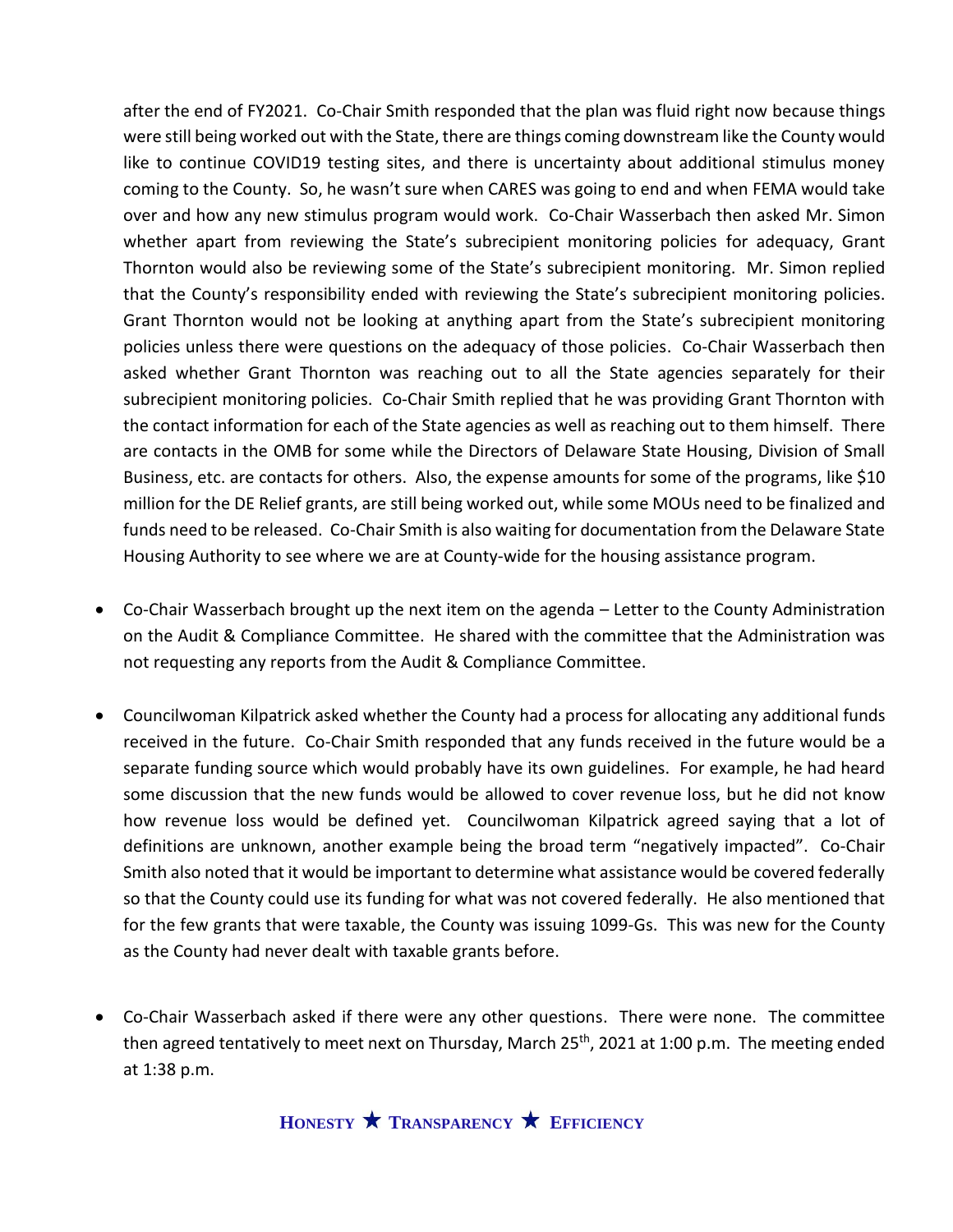after the end of FY2021. Co-Chair Smith responded that the plan was fluid right now because things were still being worked out with the State, there are things coming downstream like the County would like to continue COVID19 testing sites, and there is uncertainty about additional stimulus money coming to the County. So, he wasn't sure when CARES was going to end and when FEMA would take over and how any new stimulus program would work. Co-Chair Wasserbach then asked Mr. Simon whether apart from reviewing the State's subrecipient monitoring policies for adequacy, Grant Thornton would also be reviewing some of the State's subrecipient monitoring. Mr. Simon replied that the County's responsibility ended with reviewing the State's subrecipient monitoring policies. Grant Thornton would not be looking at anything apart from the State's subrecipient monitoring policies unless there were questions on the adequacy of those policies. Co-Chair Wasserbach then asked whether Grant Thornton was reaching out to all the State agencies separately for their subrecipient monitoring policies. Co-Chair Smith replied that he was providing Grant Thornton with the contact information for each of the State agencies as well as reaching out to them himself. There are contacts in the OMB for some while the Directors of Delaware State Housing, Division of Small Business, etc. are contacts for others. Also, the expense amounts for some of the programs, like $10 million for the DE Relief grants, are still being worked out, while some MOUs need to be finalized and funds need to be released. Co-Chair Smith is also waiting for documentation from the Delaware State Housing Authority to see where we are at County-wide for the housing assistance program.

- Co-Chair Wasserbach brought up the next item on the agenda – Letter to the County Administration on the Audit & Compliance Committee. He shared with the committee that the Administration was not requesting any reports from the Audit & Compliance Committee.

- Councilwoman Kilpatrick asked whether the County had a process for allocating any additional funds received in the future. Co-Chair Smith responded that any funds received in the future would be a separate funding source which would probably have its own guidelines. For example, he had heard some discussion that the new funds would be allowed to cover revenue loss, but he did not know how revenue loss would be defined yet. Councilwoman Kilpatrick agreed saying that a lot of definitions are unknown, another example being the broad term "negatively impacted". Co-Chair Smith also noted that it would be important to determine what assistance would be covered federally so that the County could use its funding for what was not covered federally. He also mentioned that for the few grants that were taxable, the County was issuing 1099-Gs. This was new for the County as the County had never dealt with taxable grants before.

- Co-Chair Wasserbach asked if there were any other questions. There were none. The committee then agreed tentatively to meet next on Thursday, March 25th, 2021 at 1:00 p.m. The meeting ended at 1:38 p.m.

**HONESTY ★ TRANSPARENCY ★ EFFICIENCY**